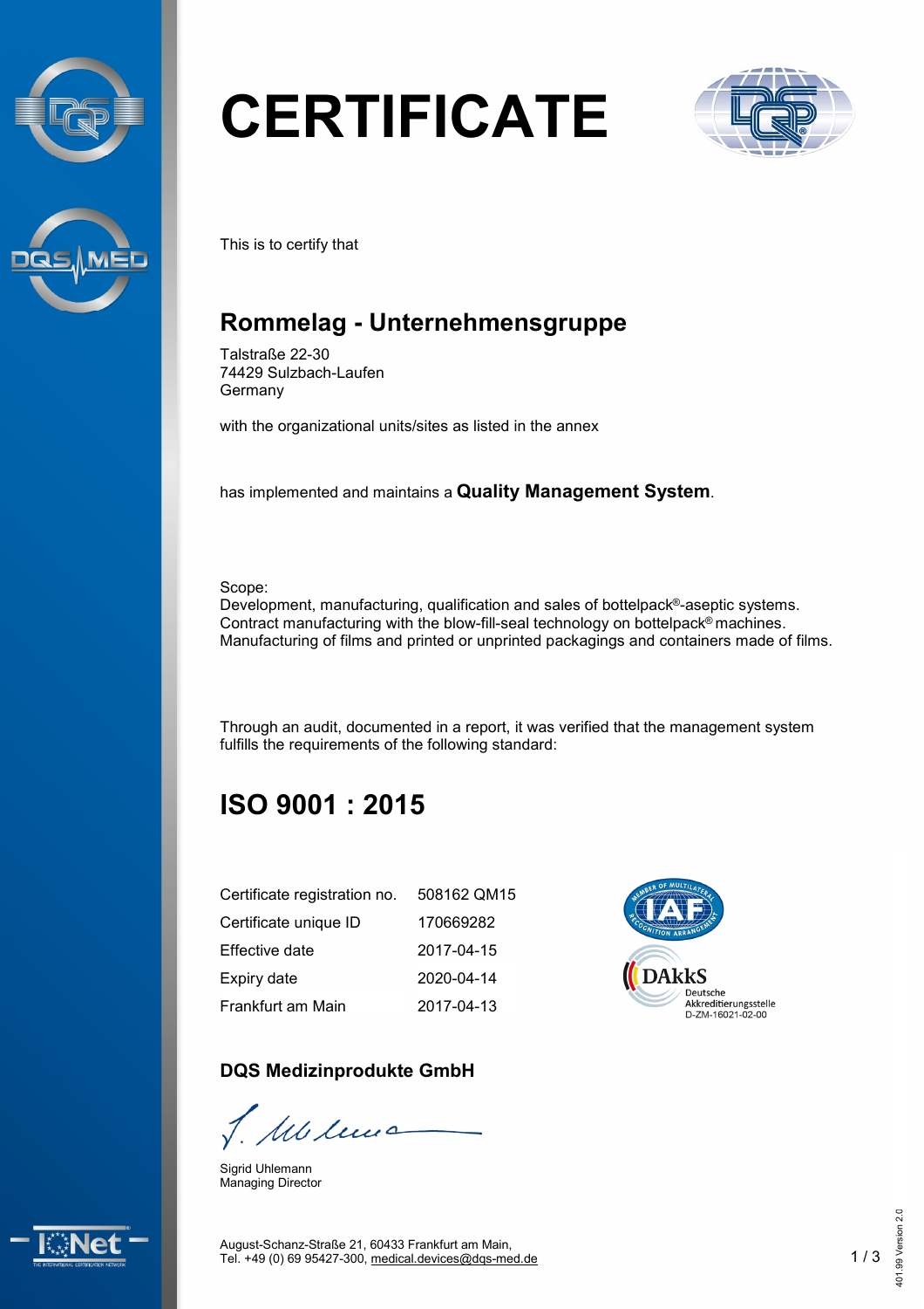# CERTIFICATE

This is to certify that

## Rommelag - Unternehmensgruppe

Talstraße 22-30
74429 Sulzbach-Laufen
Germany

with the organizational units/sites as listed in the annex

has implemented and maintains a **Quality Management System**.

Scope:
Development, manufacturing, qualification and sales of bottelpack®-aseptic systems.
Contract manufacturing with the blow-fill-seal technology on bottelpack® machines.
Manufacturing of films and printed or unprinted packagings and containers made of films.

Through an audit, documented in a report, it was verified that the management system fulfills the requirements of the following standard:

## ISO 9001 : 2015

| | |
|---|---|
| Certificate registration no. | 508162 QM15 |
| Certificate unique ID | 170669282 |
| Effective date | 2017-04-15 |
| Expiry date | 2020-04-14 |
| Frankfurt am Main | 2017-04-13 |

DAkkS Deutsche Akkreditierungsstelle D-ZM-16021-02-00

### DQS Medizinprodukte GmbH

Sigrid Uhlemann
Managing Director

August-Schanz-Straße 21, 60433 Frankfurt am Main,
Tel. +49 (0) 69 95427-300, medical.devices@dqs-med.de

401.99 Version 2.0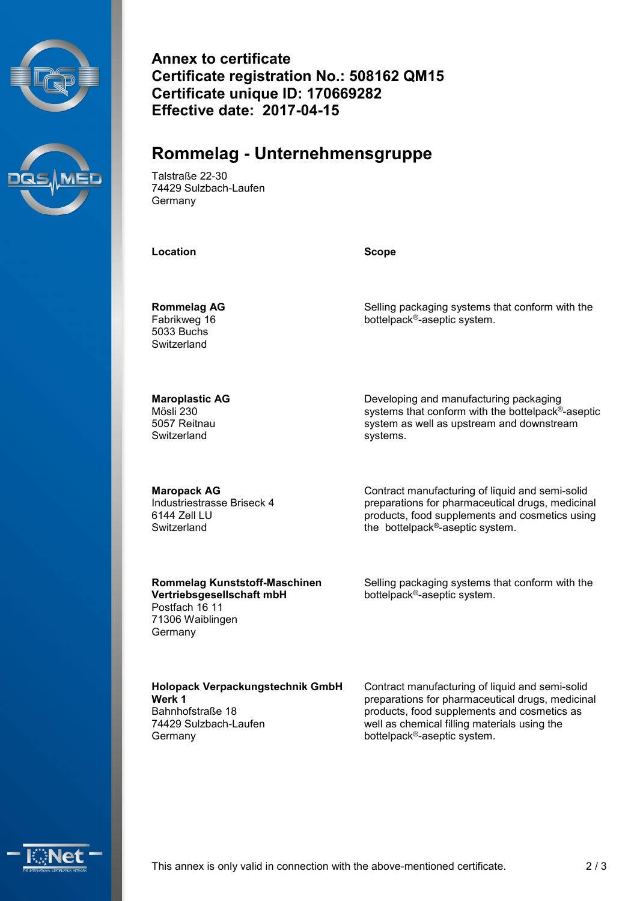**Annex to certificate**
**Certificate registration No.: 508162 QM15**
**Certificate unique ID: 170669282**
**Effective date: 2017-04-15**

## Rommelag - Unternehmensgruppe

Talstraße 22-30
74429 Sulzbach-Laufen
Germany

| Location | Scope |
|---|---|
| **Rommelag AG**<br>Fabrikweg 16<br>5033 Buchs<br>Switzerland | Selling packaging systems that conform with the bottelpack®-aseptic system. |
| **Maroplastic AG**<br>Mösli 230<br>5057 Reitnau<br>Switzerland | Developing and manufacturing packaging systems that conform with the bottelpack®-aseptic system as well as upstream and downstream systems. |
| **Maropack AG**<br>Industriestrasse Briseck 4<br>6144 Zell LU<br>Switzerland | Contract manufacturing of liquid and semi-solid preparations for pharmaceutical drugs, medicinal products, food supplements and cosmetics using the bottelpack®-aseptic system. |
| **Rommelag Kunststoff-Maschinen Vertriebsgesellschaft mbH**<br>Postfach 16 11<br>71306 Waiblingen<br>Germany | Selling packaging systems that conform with the bottelpack®-aseptic system. |
| **Holopack Verpackungstechnik GmbH Werk 1**<br>Bahnhofstraße 18<br>74429 Sulzbach-Laufen<br>Germany | Contract manufacturing of liquid and semi-solid preparations for pharmaceutical drugs, medicinal products, food supplements and cosmetics as well as chemical filling materials using the bottelpack®-aseptic system. |

This annex is only valid in connection with the above-mentioned certificate.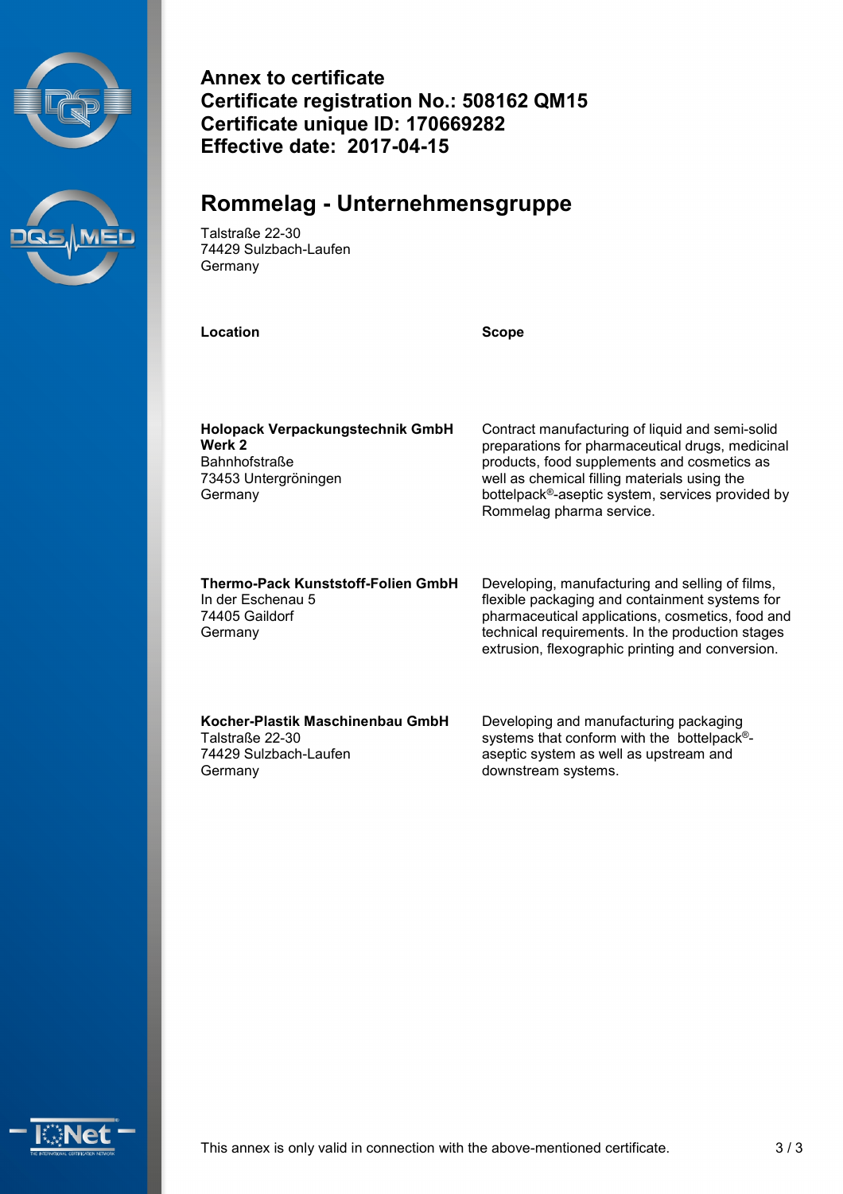**Annex to certificate**
**Certificate registration No.: 508162 QM15**
**Certificate unique ID: 170669282**
**Effective date: 2017-04-15**

# Rommelag - Unternehmensgruppe

Talstraße 22-30
74429 Sulzbach-Laufen
Germany

| Location | Scope |
| --- | --- |
| **Holopack Verpackungstechnik GmbH Werk 2**<br>Bahnhofstraße<br>73453 Untergröningen<br>Germany | Contract manufacturing of liquid and semi-solid preparations for pharmaceutical drugs, medicinal products, food supplements and cosmetics as well as chemical filling materials using the bottelpack®-aseptic system, services provided by Rommelag pharma service. |
| **Thermo-Pack Kunststoff-Folien GmbH**<br>In der Eschenau 5<br>74405 Gaildorf<br>Germany | Developing, manufacturing and selling of films, flexible packaging and containment systems for pharmaceutical applications, cosmetics, food and technical requirements. In the production stages extrusion, flexographic printing and conversion. |
| **Kocher-Plastik Maschinenbau GmbH**<br>Talstraße 22-30<br>74429 Sulzbach-Laufen<br>Germany | Developing and manufacturing packaging systems that conform with the bottelpack®-aseptic system as well as upstream and downstream systems. |

This annex is only valid in connection with the above-mentioned certificate.